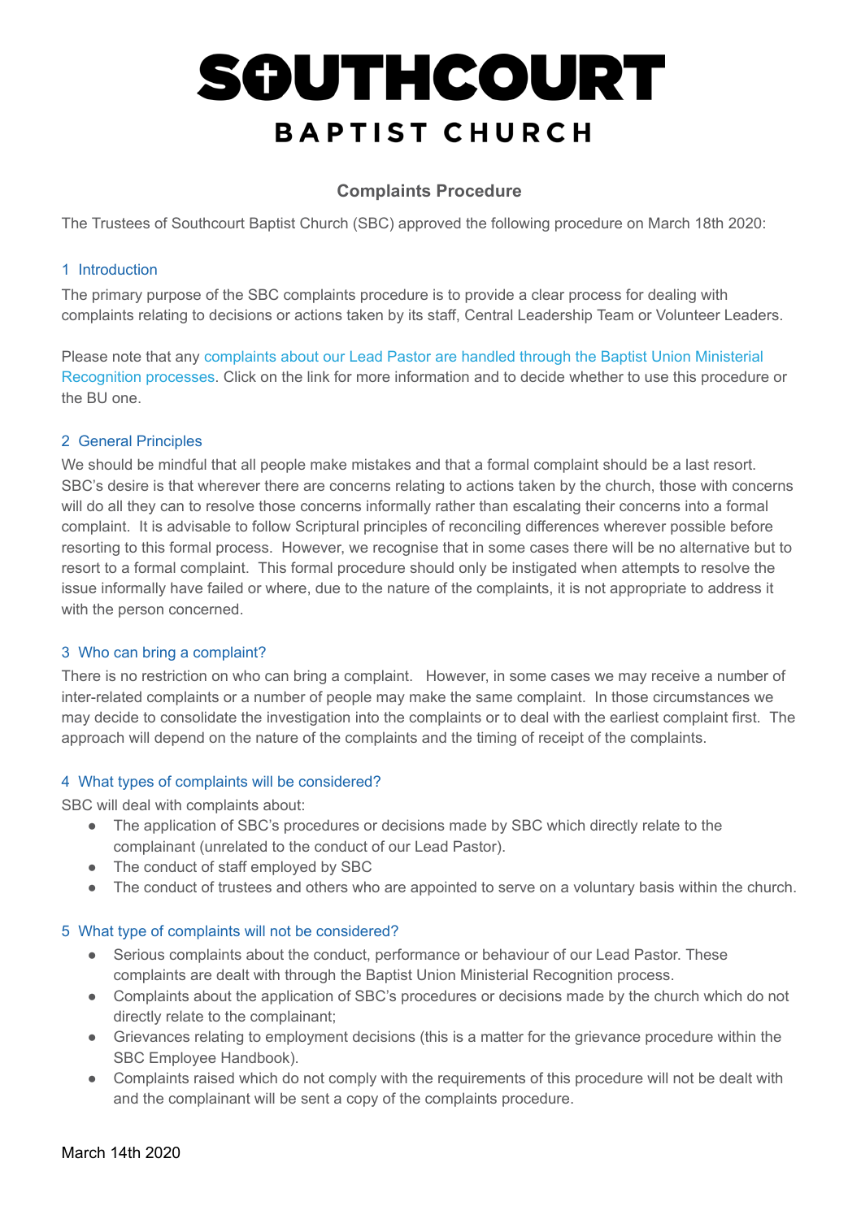# SOUTHCOURT

## BAPTIST CHURCH

### Complaints Procedure

The Trustees of Southcourt Baptist Church (SBC) approved the following procedure on March 18th 2020:

#### 1 Introduction

The primary purpose of the SBC complaints procedure is to provide a clear process for dealing with complaints relating to decisions or actions taken by its staff, Central Leadership Team or Volunteer Leaders.

Please note that any complaints about our Lead Pastor are handled through the Baptist Union Ministerial Recognition processes. Click on the link for more information and to decide whether to use this procedure or the BU one.

#### 2 General Principles

We should be mindful that all people make mistakes and that a formal complaint should be a last resort. SBC's desire is that wherever there are concerns relating to actions taken by the church, those with concerns will do all they can to resolve those concerns informally rather than escalating their concerns into a formal complaint. It is advisable to follow Scriptural principles of reconciling differences wherever possible before resorting to this formal process. However, we recognise that in some cases there will be no alternative but to resort to a formal complaint. This formal procedure should only be instigated when attempts to resolve the issue informally have failed or where, due to the nature of the complaints, it is not appropriate to address it with the person concerned.

#### 3 Who can bring a complaint?

There is no restriction on who can bring a complaint. However, in some cases we may receive a number of inter-related complaints or a number of people may make the same complaint. In those circumstances we may decide to consolidate the investigation into the complaints or to deal with the earliest complaint first. The approach will depend on the nature of the complaints and the timing of receipt of the complaints.

#### 4 What types of complaints will be considered?

SBC will deal with complaints about:

- The application of SBC's procedures or decisions made by SBC which directly relate to the complainant (unrelated to the conduct of our Lead Pastor).
- The conduct of staff employed by SBC
- The conduct of trustees and others who are appointed to serve on a voluntary basis within the church.

#### 5 What type of complaints will not be considered?

- Serious complaints about the conduct, performance or behaviour of our Lead Pastor. These complaints are dealt with through the Baptist Union Ministerial Recognition process.
- Complaints about the application of SBC's procedures or decisions made by the church which do not directly relate to the complainant;
- Grievances relating to employment decisions (this is a matter for the grievance procedure within the SBC Employee Handbook).
- Complaints raised which do not comply with the requirements of this procedure will not be dealt with and the complainant will be sent a copy of the complaints procedure.

March 14th 2020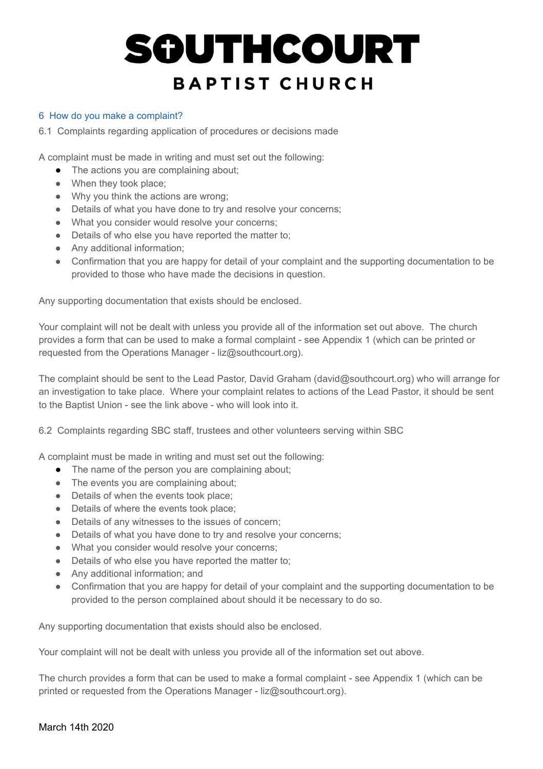## 6 How do you make a complaint?

6.1 Complaints regarding application of procedures or decisions made

A complaint must be made in writing and must set out the following:

- The actions you are complaining about;
- When they took place;
- Why you think the actions are wrong;
- Details of what you have done to try and resolve your concerns;
- What you consider would resolve your concerns;
- Details of who else you have reported the matter to;
- Any additional information;
- Confirmation that you are happy for detail of your complaint and the supporting documentation to be provided to those who have made the decisions in question.

Any supporting documentation that exists should be enclosed.

Your complaint will not be dealt with unless you provide all of the information set out above. The church provides a form that can be used to make a formal complaint - see Appendix 1 (which can be printed or requested from the Operations Manager - liz@southcourt.org).

The complaint should be sent to the Lead Pastor, David Graham (david@southcourt.org) who will arrange for an investigation to take place. Where your complaint relates to actions of the Lead Pastor, it should be sent to the Baptist Union - see the link above - who will look into it.

6.2 Complaints regarding SBC staff, trustees and other volunteers serving within SBC

A complaint must be made in writing and must set out the following:

- The name of the person you are complaining about;
- The events you are complaining about;
- Details of when the events took place;
- Details of where the events took place;
- Details of any witnesses to the issues of concern;
- Details of what you have done to try and resolve your concerns;
- What you consider would resolve your concerns;
- Details of who else you have reported the matter to;
- Any additional information; and
- Confirmation that you are happy for detail of your complaint and the supporting documentation to be provided to the person complained about should it be necessary to do so.

Any supporting documentation that exists should also be enclosed.

Your complaint will not be dealt with unless you provide all of the information set out above.

The church provides a form that can be used to make a formal complaint - see Appendix 1 (which can be printed or requested from the Operations Manager - liz@southcourt.org).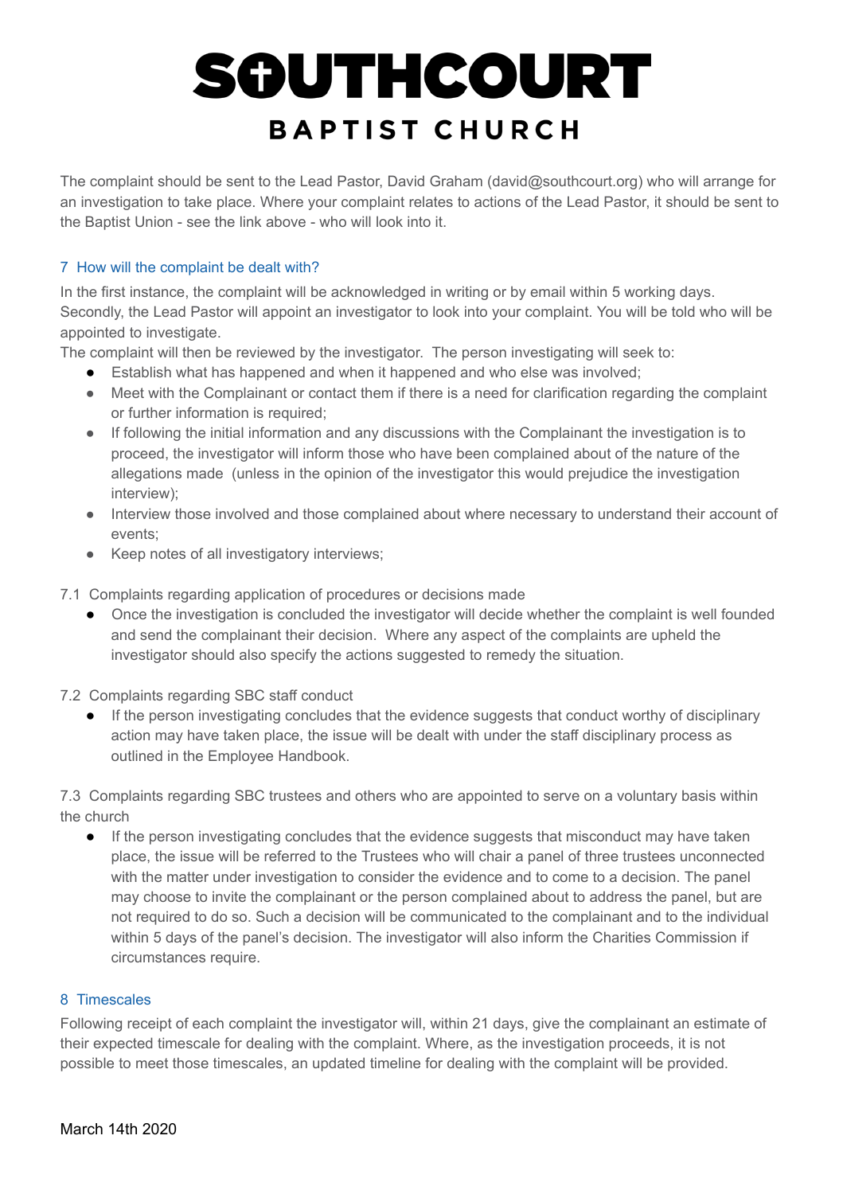The complaint should be sent to the Lead Pastor, David Graham (david@southcourt.org) who will arrange for an investigation to take place. Where your complaint relates to actions of the Lead Pastor, it should be sent to the Baptist Union - see the link above - who will look into it.

## 7 How will the complaint be dealt with?

In the first instance, the complaint will be acknowledged in writing or by email within 5 working days. Secondly, the Lead Pastor will appoint an investigator to look into your complaint. You will be told who will be appointed to investigate.

The complaint will then be reviewed by the investigator. The person investigating will seek to:

- Establish what has happened and when it happened and who else was involved;
- Meet with the Complainant or contact them if there is a need for clarification regarding the complaint or further information is required;
- If following the initial information and any discussions with the Complainant the investigation is to proceed, the investigator will inform those who have been complained about of the nature of the allegations made (unless in the opinion of the investigator this would prejudice the investigation interview);
- Interview those involved and those complained about where necessary to understand their account of events;
- Keep notes of all investigatory interviews;

7.1 Complaints regarding application of procedures or decisions made

- Once the investigation is concluded the investigator will decide whether the complaint is well founded and send the complainant their decision. Where any aspect of the complaints are upheld the investigator should also specify the actions suggested to remedy the situation.

7.2 Complaints regarding SBC staff conduct

- If the person investigating concludes that the evidence suggests that conduct worthy of disciplinary action may have taken place, the issue will be dealt with under the staff disciplinary process as outlined in the Employee Handbook.

7.3 Complaints regarding SBC trustees and others who are appointed to serve on a voluntary basis within the church

- If the person investigating concludes that the evidence suggests that misconduct may have taken place, the issue will be referred to the Trustees who will chair a panel of three trustees unconnected with the matter under investigation to consider the evidence and to come to a decision. The panel may choose to invite the complainant or the person complained about to address the panel, but are not required to do so. Such a decision will be communicated to the complainant and to the individual within 5 days of the panel's decision. The investigator will also inform the Charities Commission if circumstances require.

## 8 Timescales

Following receipt of each complaint the investigator will, within 21 days, give the complainant an estimate of their expected timescale for dealing with the complaint. Where, as the investigation proceeds, it is not possible to meet those timescales, an updated timeline for dealing with the complaint will be provided.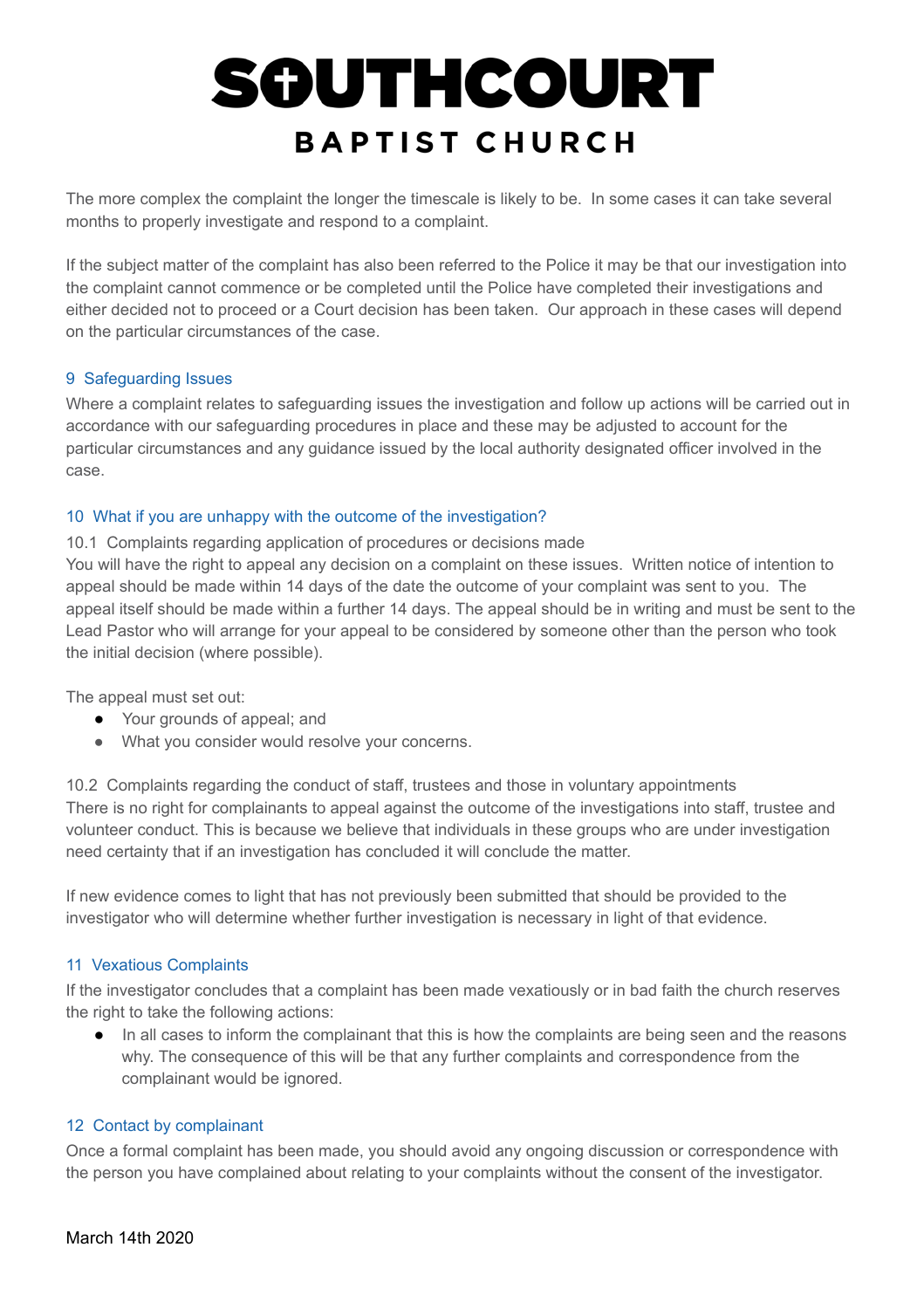The more complex the complaint the longer the timescale is likely to be. In some cases it can take several months to properly investigate and respond to a complaint.

If the subject matter of the complaint has also been referred to the Police it may be that our investigation into the complaint cannot commence or be completed until the Police have completed their investigations and either decided not to proceed or a Court decision has been taken. Our approach in these cases will depend on the particular circumstances of the case.

## 9 Safeguarding Issues

Where a complaint relates to safeguarding issues the investigation and follow up actions will be carried out in accordance with our safeguarding procedures in place and these may be adjusted to account for the particular circumstances and any guidance issued by the local authority designated officer involved in the case.

## 10 What if you are unhappy with the outcome of the investigation?

10.1 Complaints regarding application of procedures or decisions made

You will have the right to appeal any decision on a complaint on these issues. Written notice of intention to appeal should be made within 14 days of the date the outcome of your complaint was sent to you. The appeal itself should be made within a further 14 days. The appeal should be in writing and must be sent to the Lead Pastor who will arrange for your appeal to be considered by someone other than the person who took the initial decision (where possible).

The appeal must set out:

- Your grounds of appeal; and
- What you consider would resolve your concerns.

10.2 Complaints regarding the conduct of staff, trustees and those in voluntary appointments

There is no right for complainants to appeal against the outcome of the investigations into staff, trustee and volunteer conduct. This is because we believe that individuals in these groups who are under investigation need certainty that if an investigation has concluded it will conclude the matter.

If new evidence comes to light that has not previously been submitted that should be provided to the investigator who will determine whether further investigation is necessary in light of that evidence.

## 11 Vexatious Complaints

If the investigator concludes that a complaint has been made vexatiously or in bad faith the church reserves the right to take the following actions:

- In all cases to inform the complainant that this is how the complaints are being seen and the reasons why. The consequence of this will be that any further complaints and correspondence from the complainant would be ignored.

## 12 Contact by complainant

Once a formal complaint has been made, you should avoid any ongoing discussion or correspondence with the person you have complained about relating to your complaints without the consent of the investigator.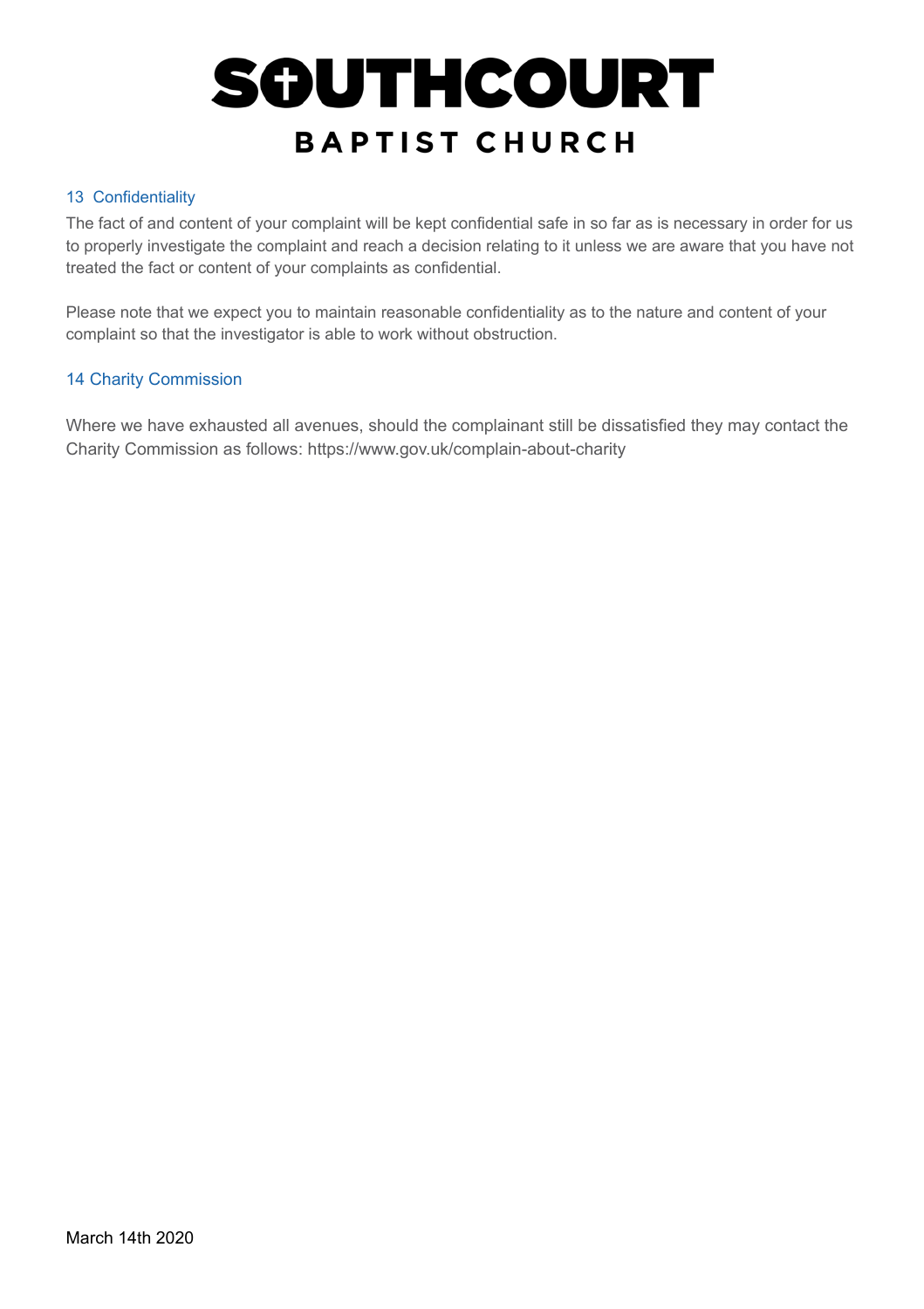## 13 Confidentiality

The fact of and content of your complaint will be kept confidential safe in so far as is necessary in order for us to properly investigate the complaint and reach a decision relating to it unless we are aware that you have not treated the fact or content of your complaints as confidential.

Please note that we expect you to maintain reasonable confidentiality as to the nature and content of your complaint so that the investigator is able to work without obstruction.

## 14 Charity Commission

Where we have exhausted all avenues, should the complainant still be dissatisfied they may contact the Charity Commission as follows: https://www.gov.uk/complain-about-charity

March 14th 2020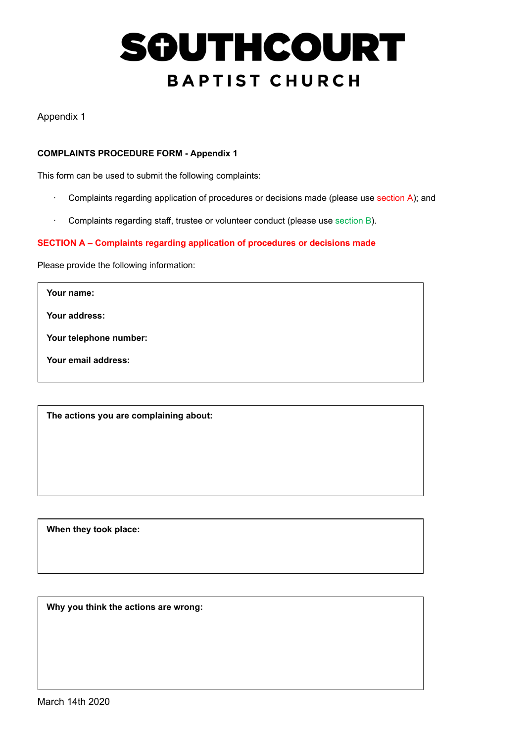# SOUTHCOURT

## BAPTIST CHURCH

Appendix 1

**COMPLAINTS PROCEDURE FORM - Appendix 1**

This form can be used to submit the following complaints:

- Complaints regarding application of procedures or decisions made (please use section A); and
- Complaints regarding staff, trustee or volunteer conduct (please use section B).

**SECTION A – Complaints regarding application of procedures or decisions made**

Please provide the following information:

| |
|---|
| **Your name:** |
| **Your address:** |
| **Your telephone number:** |
| **Your email address:** |

| |
|---|
| **The actions you are complaining about:** |

| |
|---|
| **When they took place:** |

| |
|---|
| **Why you think the actions are wrong:** |

March 14th 2020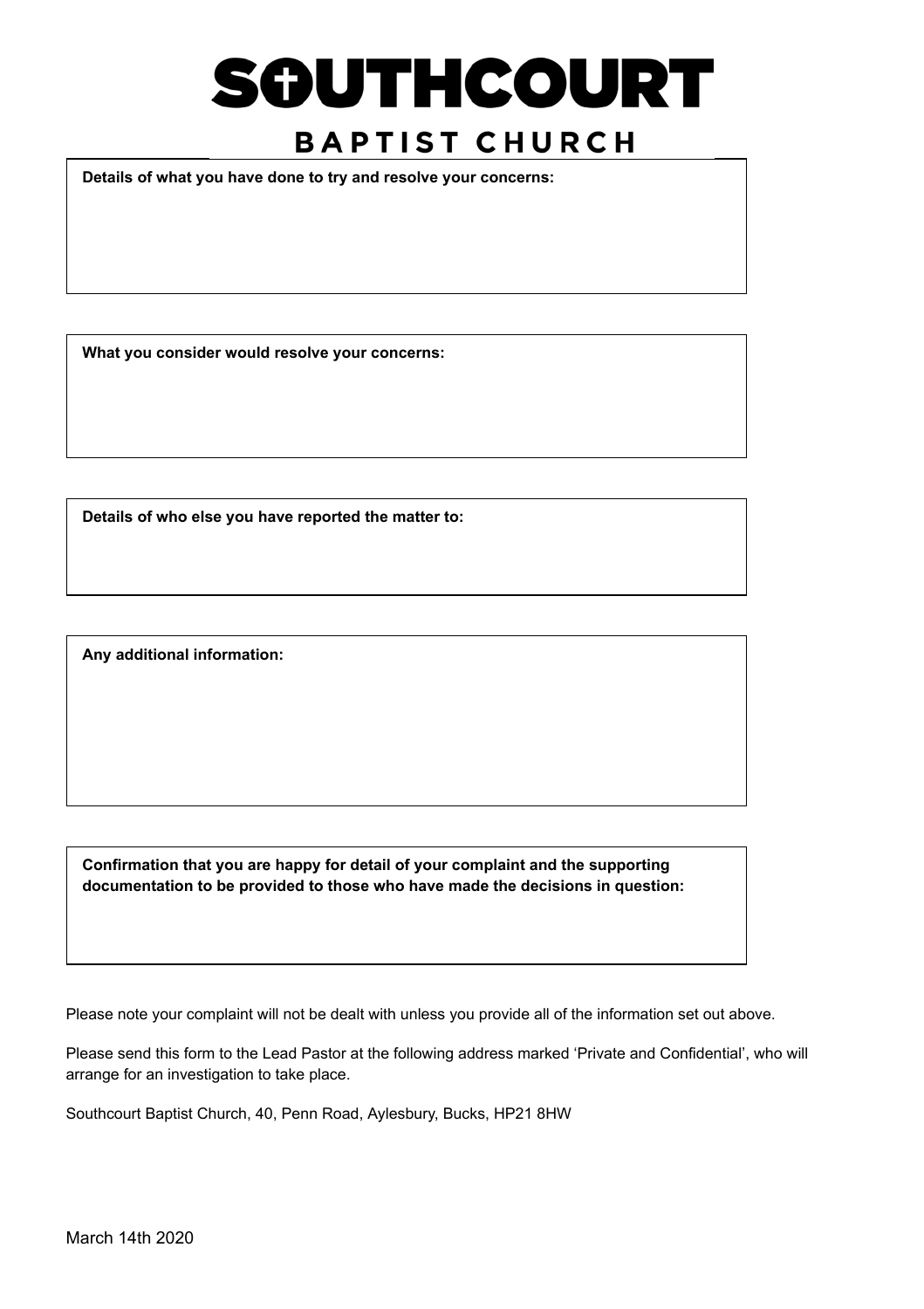# SOUTHCOURT

## BAPTIST CHURCH

**Details of what you have done to try and resolve your concerns:**

**What you consider would resolve your concerns:**

**Details of who else you have reported the matter to:**

**Any additional information:**

**Confirmation that you are happy for detail of your complaint and the supporting documentation to be provided to those who have made the decisions in question:**

Please note your complaint will not be dealt with unless you provide all of the information set out above.

Please send this form to the Lead Pastor at the following address marked 'Private and Confidential', who will arrange for an investigation to take place.

Southcourt Baptist Church, 40, Penn Road, Aylesbury, Bucks, HP21 8HW

March 14th 2020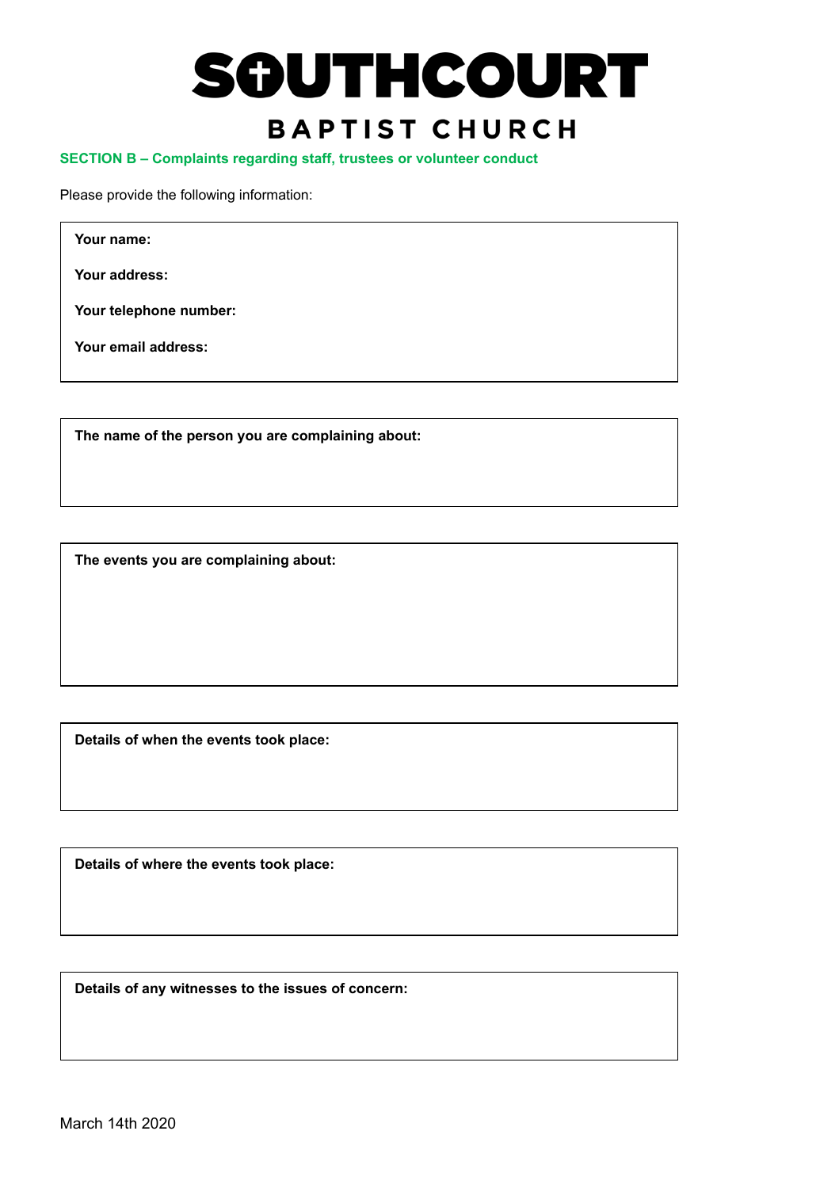# SOUTHCOURT

## BAPTIST CHURCH

**SECTION B – Complaints regarding staff, trustees or volunteer conduct**

Please provide the following information:

**Your name:**

**Your address:**

**Your telephone number:**

**Your email address:**

**The name of the person you are complaining about:**

**The events you are complaining about:**

**Details of when the events took place:**

**Details of where the events took place:**

**Details of any witnesses to the issues of concern:**

March 14th 2020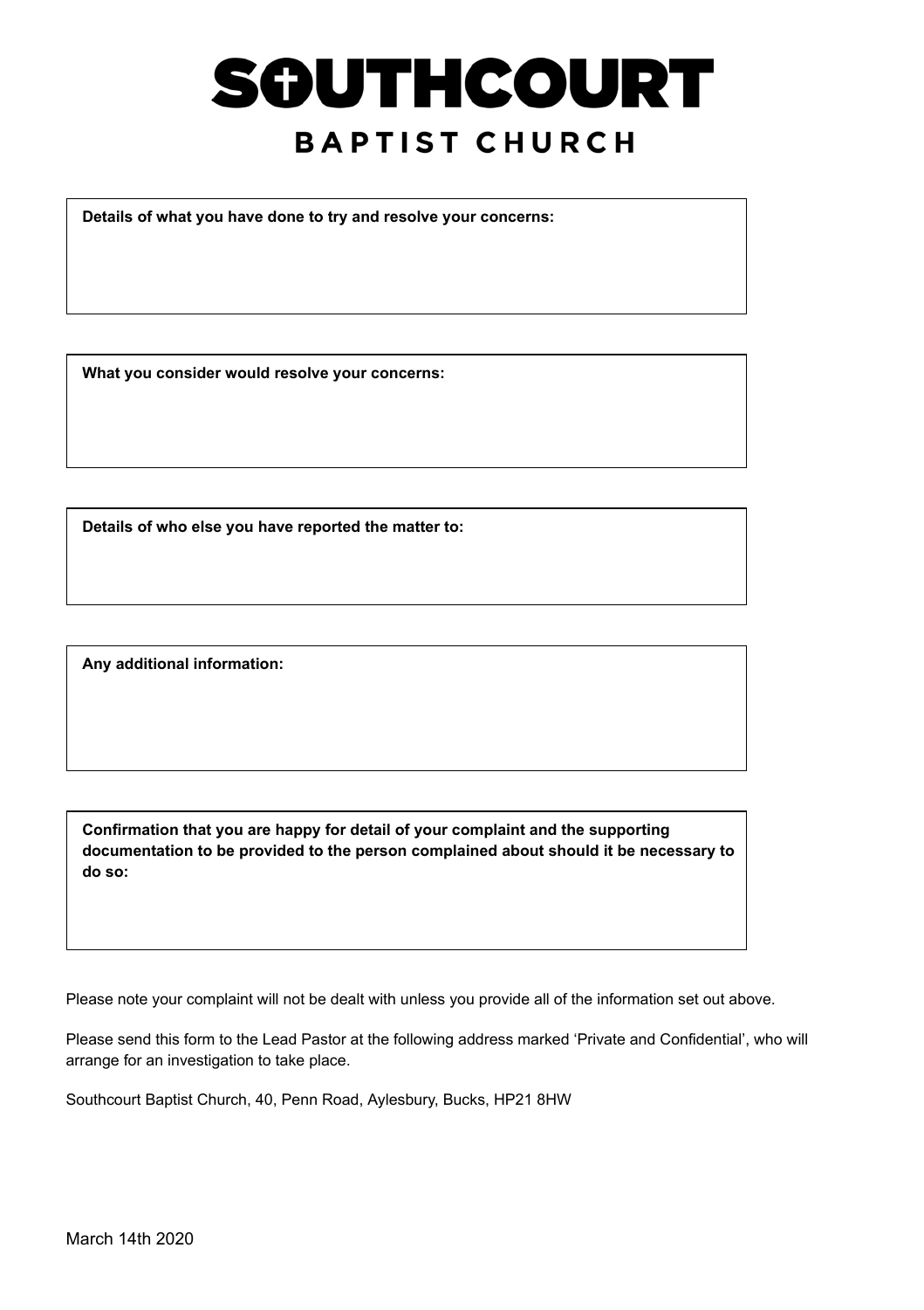# SOUTHCOURT

## BAPTIST CHURCH

**Details of what you have done to try and resolve your concerns:**

**What you consider would resolve your concerns:**

**Details of who else you have reported the matter to:**

**Any additional information:**

**Confirmation that you are happy for detail of your complaint and the supporting documentation to be provided to the person complained about should it be necessary to do so:**

Please note your complaint will not be dealt with unless you provide all of the information set out above.

Please send this form to the Lead Pastor at the following address marked 'Private and Confidential', who will arrange for an investigation to take place.

Southcourt Baptist Church, 40, Penn Road, Aylesbury, Bucks, HP21 8HW

March 14th 2020